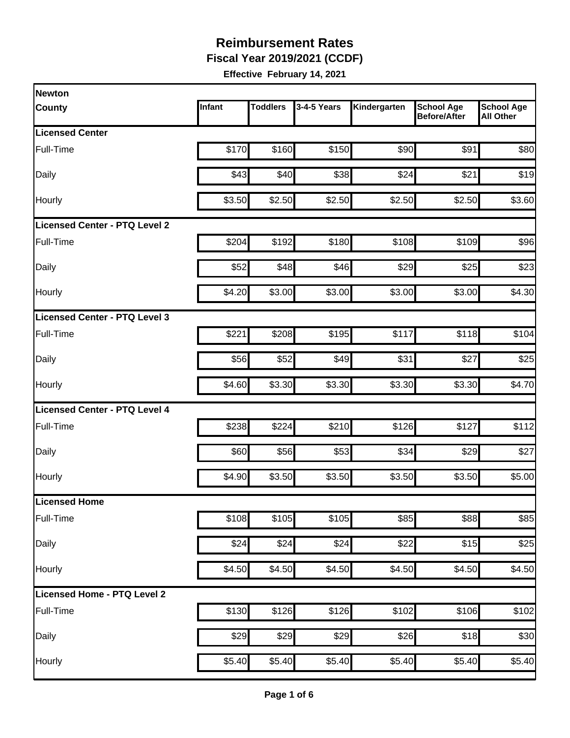# Reimbursement Rates

**Fiscal Year 2019/2021 (CCDF)**

**Effective February 14, 2021**

| Newton County | Infant | Toddlers | 3-4-5 Years | Kindergarten | School Age Before/After | School Age All Other |
|---|---|---|---|---|---|---|
| **Licensed Center** | | | | | | |
| Full-Time | $170 | $160 | $150 | $90 | $91 | $80 |
| Daily | $43 | $40 | $38 | $24 | $21 | $19 |
| Hourly | $3.50 | $2.50 | $2.50 | $2.50 | $2.50 | $3.60 |
| **Licensed Center - PTQ Level 2** | | | | | | |
| Full-Time | $204 | $192 | $180 | $108 | $109 | $96 |
| Daily | $52 | $48 | $46 | $29 | $25 | $23 |
| Hourly | $4.20 | $3.00 | $3.00 | $3.00 | $3.00 | $4.30 |
| **Licensed Center - PTQ Level 3** | | | | | | |
| Full-Time | $221 | $208 | $195 | $117 | $118 | $104 |
| Daily | $56 | $52 | $49 | $31 | $27 | $25 |
| Hourly | $4.60 | $3.30 | $3.30 | $3.30 | $3.30 | $4.70 |
| **Licensed Center - PTQ Level 4** | | | | | | |
| Full-Time | $238 | $224 | $210 | $126 | $127 | $112 |
| Daily | $60 | $56 | $53 | $34 | $29 | $27 |
| Hourly | $4.90 | $3.50 | $3.50 | $3.50 | $3.50 | $5.00 |
| **Licensed Home** | | | | | | |
| Full-Time | $108 | $105 | $105 | $85 | $88 | $85 |
| Daily | $24 | $24 | $24 | $22 | $15 | $25 |
| Hourly | $4.50 | $4.50 | $4.50 | $4.50 | $4.50 | $4.50 |
| **Licensed Home - PTQ Level 2** | | | | | | |
| Full-Time | $130 | $126 | $126 | $102 | $106 | $102 |
| Daily | $29 | $29 | $29 | $26 | $18 | $30 |
| Hourly | $5.40 | $5.40 | $5.40 | $5.40 | $5.40 | $5.40 |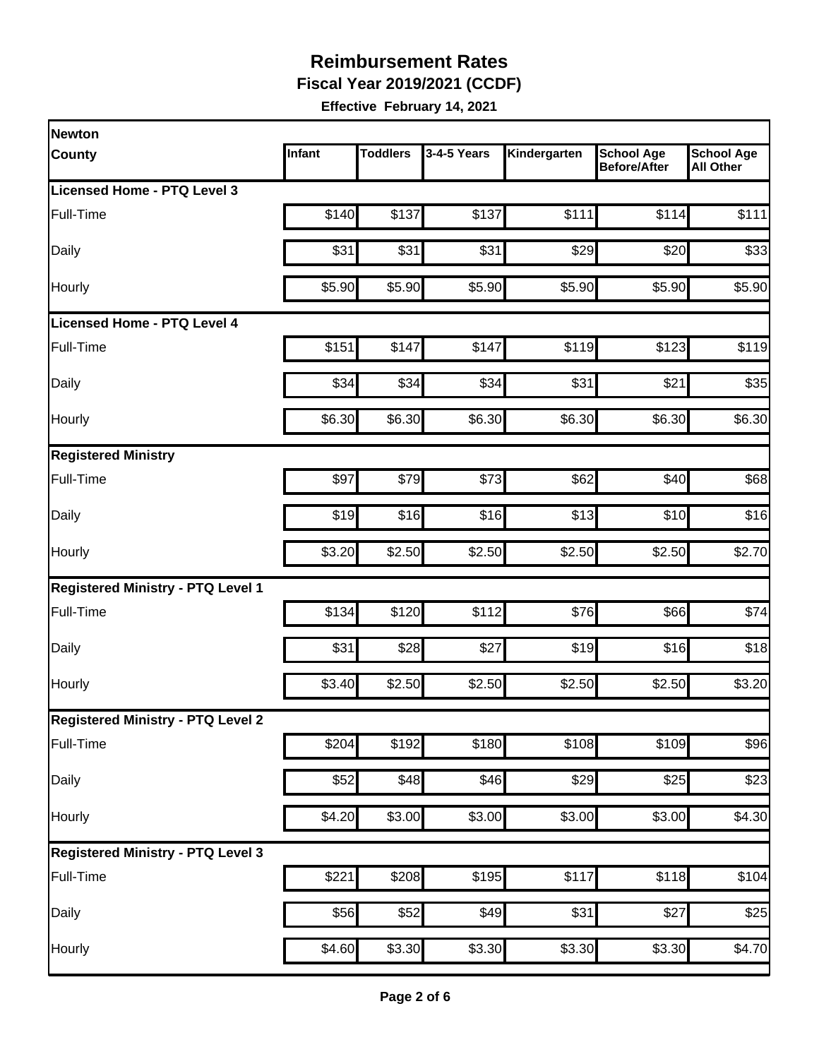# Reimbursement Rates

**Fiscal Year 2019/2021 (CCDF)**

**Effective February 14, 2021**

| Newton County | Infant | Toddlers | 3-4-5 Years | Kindergarten | School Age Before/After | School Age All Other |
|---|---|---|---|---|---|---|
| **Licensed Home - PTQ Level 3** | | | | | | |
| Full-Time | $140 | $137 | $137 | $111 | $114 | $111 |
| Daily | $31 | $31 | $31 | $29 | $20 | $33 |
| Hourly | $5.90 | $5.90 | $5.90 | $5.90 | $5.90 | $5.90 |
| **Licensed Home - PTQ Level 4** | | | | | | |
| Full-Time | $151 | $147 | $147 | $119 | $123 | $119 |
| Daily | $34 | $34 | $34 | $31 | $21 | $35 |
| Hourly | $6.30 | $6.30 | $6.30 | $6.30 | $6.30 | $6.30 |
| **Registered Ministry** | | | | | | |
| Full-Time | $97 | $79 | $73 | $62 | $40 | $68 |
| Daily | $19 | $16 | $16 | $13 | $10 | $16 |
| Hourly | $3.20 | $2.50 | $2.50 | $2.50 | $2.50 | $2.70 |
| **Registered Ministry - PTQ Level 1** | | | | | | |
| Full-Time | $134 | $120 | $112 | $76 | $66 | $74 |
| Daily | $31 | $28 | $27 | $19 | $16 | $18 |
| Hourly | $3.40 | $2.50 | $2.50 | $2.50 | $2.50 | $3.20 |
| **Registered Ministry - PTQ Level 2** | | | | | | |
| Full-Time | $204 | $192 | $180 | $108 | $109 | $96 |
| Daily | $52 | $48 | $46 | $29 | $25 | $23 |
| Hourly | $4.20 | $3.00 | $3.00 | $3.00 | $3.00 | $4.30 |
| **Registered Ministry - PTQ Level 3** | | | | | | |
| Full-Time | $221 | $208 | $195 | $117 | $118 | $104 |
| Daily | $56 | $52 | $49 | $31 | $27 | $25 |
| Hourly | $4.60 | $3.30 | $3.30 | $3.30 | $3.30 | $4.70 |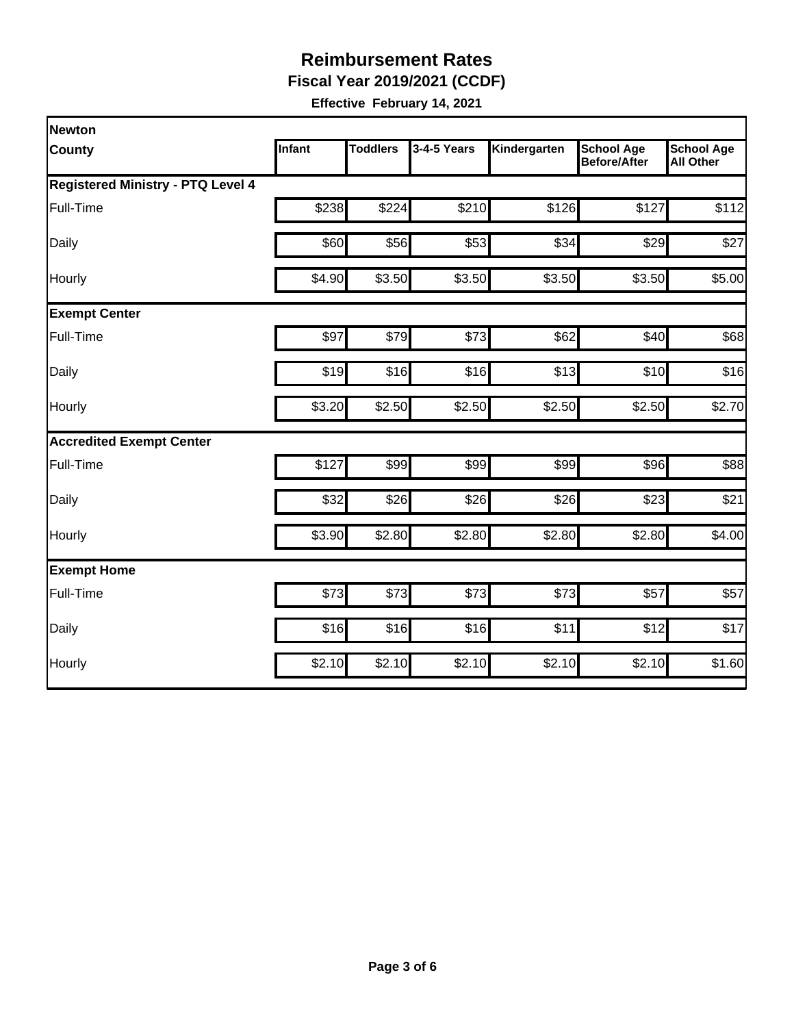# Reimbursement Rates

**Fiscal Year 2019/2021 (CCDF)**

**Effective February 14, 2021**

| Newton County | Infant | Toddlers | 3-4-5 Years | Kindergarten | School Age Before/After | School Age All Other |
|---|---|---|---|---|---|---|
| **Registered Ministry - PTQ Level 4** | | | | | | |
| Full-Time | $238 | $224 | $210 | $126 | $127 | $112 |
| Daily | $60 | $56 | $53 | $34 | $29 | $27 |
| Hourly | $4.90 | $3.50 | $3.50 | $3.50 | $3.50 | $5.00 |
| **Exempt Center** | | | | | | |
| Full-Time | $97 | $79 | $73 | $62 | $40 | $68 |
| Daily | $19 | $16 | $16 | $13 | $10 | $16 |
| Hourly | $3.20 | $2.50 | $2.50 | $2.50 | $2.50 | $2.70 |
| **Accredited Exempt Center** | | | | | | |
| Full-Time | $127 | $99 | $99 | $99 | $96 | $88 |
| Daily | $32 | $26 | $26 | $26 | $23 | $21 |
| Hourly | $3.90 | $2.80 | $2.80 | $2.80 | $2.80 | $4.00 |
| **Exempt Home** | | | | | | |
| Full-Time | $73 | $73 | $73 | $73 | $57 | $57 |
| Daily | $16 | $16 | $16 | $11 | $12 | $17 |
| Hourly | $2.10 | $2.10 | $2.10 | $2.10 | $2.10 | $1.60 |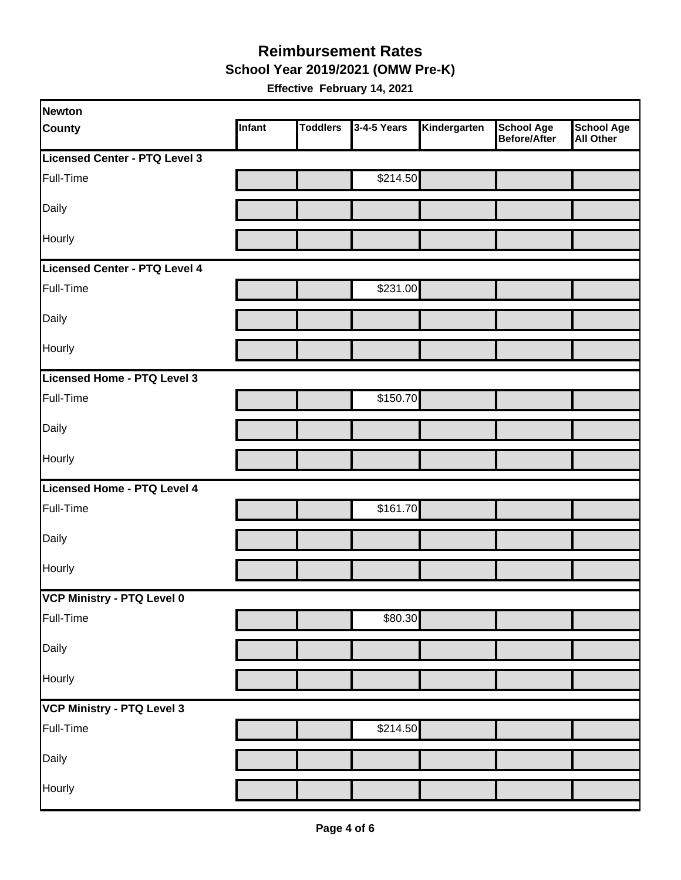# Reimbursement Rates

## School Year 2019/2021 (OMW Pre-K)

**Effective February 14, 2021**

| Newton County | Infant | Toddlers | 3-4-5 Years | Kindergarten | School Age Before/After | School Age All Other |
|---|---|---|---|---|---|---|
| **Licensed Center - PTQ Level 3** | | | | | | |
| Full-Time | | | $214.50 | | | |
| Daily | | | | | | |
| Hourly | | | | | | |
| **Licensed Center - PTQ Level 4** | | | | | | |
| Full-Time | | | $231.00 | | | |
| Daily | | | | | | |
| Hourly | | | | | | |
| **Licensed Home - PTQ Level 3** | | | | | | |
| Full-Time | | | $150.70 | | | |
| Daily | | | | | | |
| Hourly | | | | | | |
| **Licensed Home - PTQ Level 4** | | | | | | |
| Full-Time | | | $161.70 | | | |
| Daily | | | | | | |
| Hourly | | | | | | |
| **VCP Ministry - PTQ Level 0** | | | | | | |
| Full-Time | | | $80.30 | | | |
| Daily | | | | | | |
| Hourly | | | | | | |
| **VCP Ministry - PTQ Level 3** | | | | | | |
| Full-Time | | | $214.50 | | | |
| Daily | | | | | | |
| Hourly | | | | | | |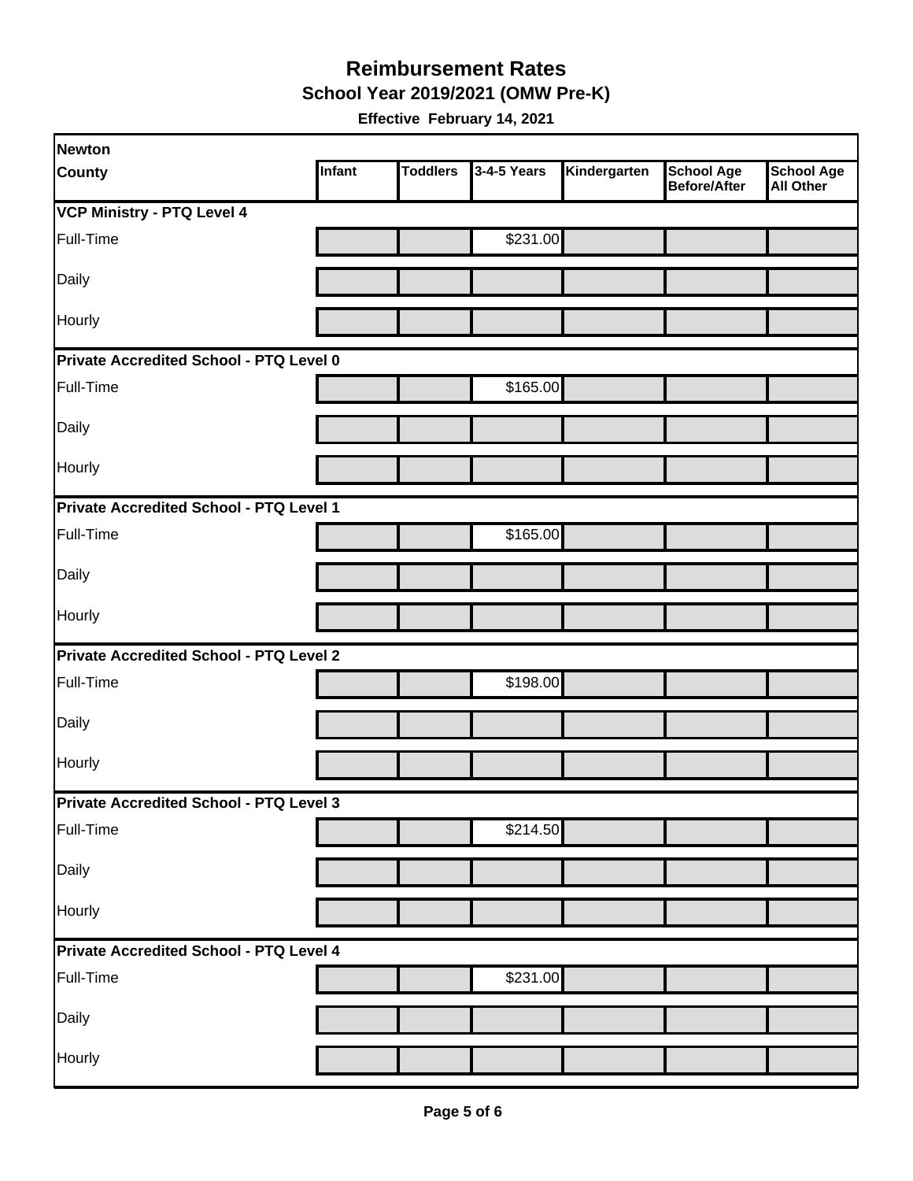# Reimbursement Rates

## School Year 2019/2021 (OMW Pre-K)

**Effective February 14, 2021**

| Newton County | Infant | Toddlers | 3-4-5 Years | Kindergarten | School Age Before/After | School Age All Other |
|---|---|---|---|---|---|---|
| **VCP Ministry - PTQ Level 4** | | | | | | |
| Full-Time | | | $231.00 | | | |
| Daily | | | | | | |
| Hourly | | | | | | |
| **Private Accredited School - PTQ Level 0** | | | | | | |
| Full-Time | | | $165.00 | | | |
| Daily | | | | | | |
| Hourly | | | | | | |
| **Private Accredited School - PTQ Level 1** | | | | | | |
| Full-Time | | | $165.00 | | | |
| Daily | | | | | | |
| Hourly | | | | | | |
| **Private Accredited School - PTQ Level 2** | | | | | | |
| Full-Time | | | $198.00 | | | |
| Daily | | | | | | |
| Hourly | | | | | | |
| **Private Accredited School - PTQ Level 3** | | | | | | |
| Full-Time | | | $214.50 | | | |
| Daily | | | | | | |
| Hourly | | | | | | |
| **Private Accredited School - PTQ Level 4** | | | | | | |
| Full-Time | | | $231.00 | | | |
| Daily | | | | | | |
| Hourly | | | | | | |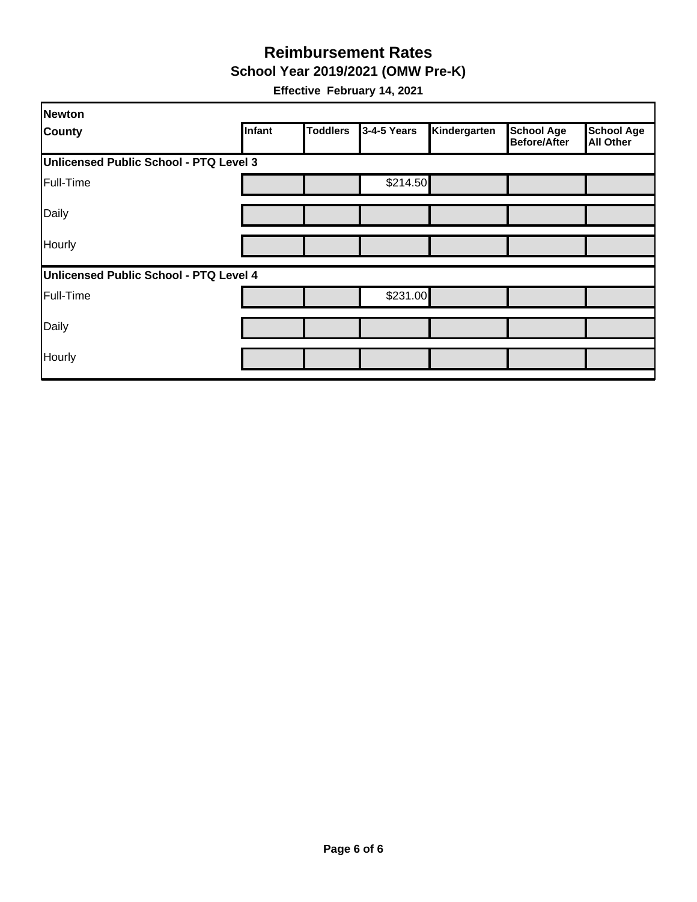# Reimbursement Rates

## School Year 2019/2021 (OMW Pre-K)

**Effective February 14, 2021**

| Newton County | Infant | Toddlers | 3-4-5 Years | Kindergarten | School Age Before/After | School Age All Other |
|---|---|---|---|---|---|---|
| **Unlicensed Public School - PTQ Level 3** | | | | | | |
| Full-Time | | | $214.50 | | | |
| Daily | | | | | | |
| Hourly | | | | | | |
| **Unlicensed Public School - PTQ Level 4** | | | | | | |
| Full-Time | | | $231.00 | | | |
| Daily | | | | | | |
| Hourly | | | | | | |